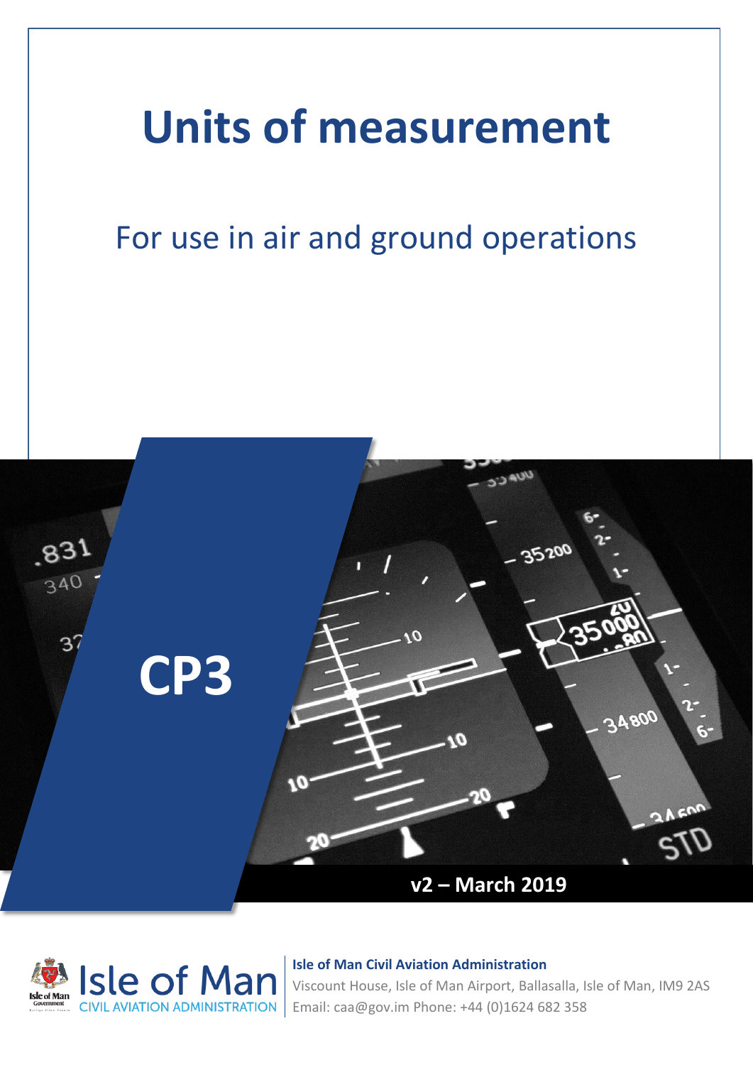# Units of measurement

## For use in air and ground operations

**CP3**

**v2 – March 2019**

Isle of Man CIVIL AVIATION ADMINISTRATION

**Isle of Man Civil Aviation Administration**

Viscount House, Isle of Man Airport, Ballasalla, Isle of Man, IM9 2AS

Email: caa@gov.im Phone: +44 (0)1624 682 358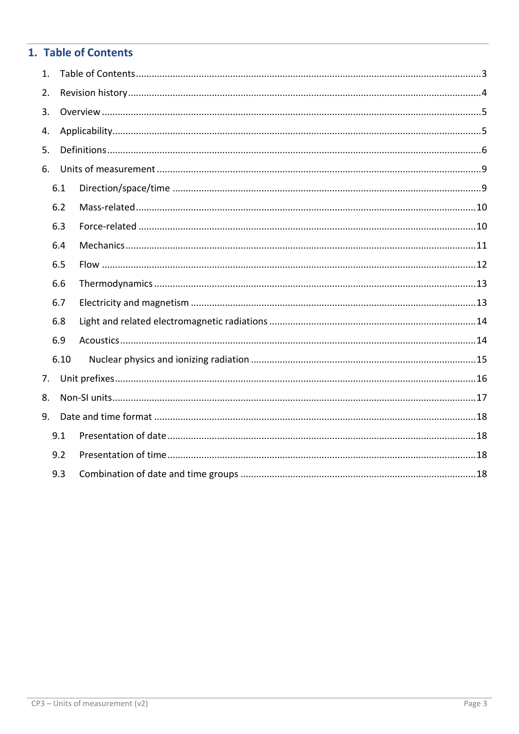# 1. Table of Contents

1. Table of Contents ........................................................................................................................ 3
2. Revision history ............................................................................................................................ 4
3. Overview ....................................................................................................................................... 5
4. Applicability .................................................................................................................................. 5
5. Definitions ..................................................................................................................................... 6
6. Units of measurement ................................................................................................................... 9
   - 6.1 Direction/space/time ............................................................................................................ 9
   - 6.2 Mass-related ........................................................................................................................ 10
   - 6.3 Force-related ....................................................................................................................... 10
   - 6.4 Mechanics ........................................................................................................................... 11
   - 6.5 Flow ..................................................................................................................................... 12
   - 6.6 Thermodynamics ................................................................................................................. 13
   - 6.7 Electricity and magnetism ................................................................................................... 13
   - 6.8 Light and related electromagnetic radiations ..................................................................... 14
   - 6.9 Acoustics ............................................................................................................................. 14
   - 6.10 Nuclear physics and ionizing radiation ............................................................................. 15
7. Unit prefixes ................................................................................................................................ 16
8. Non-SI units ................................................................................................................................. 17
9. Date and time format .................................................................................................................. 18
   - 9.1 Presentation of date ............................................................................................................ 18
   - 9.2 Presentation of time ............................................................................................................ 18
   - 9.3 Combination of date and time groups ................................................................................ 18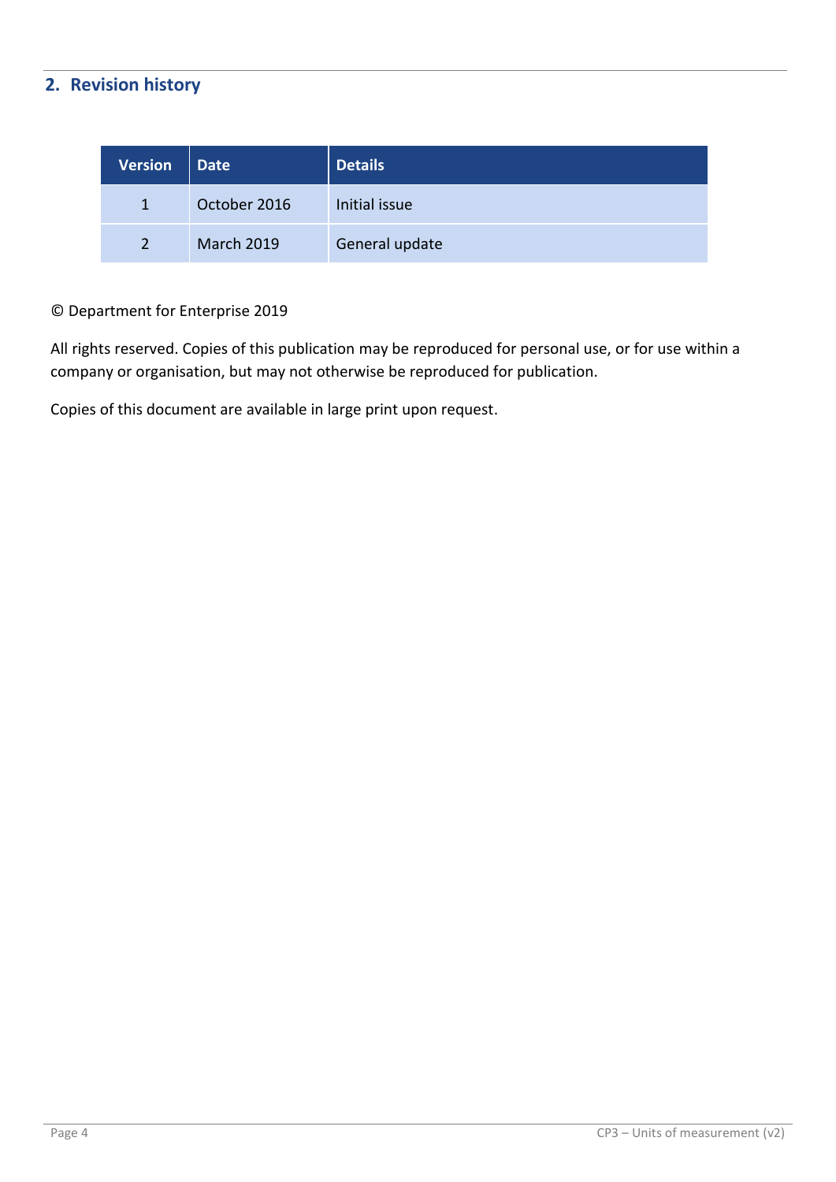## 2. Revision history

| Version | Date | Details |
|---|---|---|
| 1 | October 2016 | Initial issue |
| 2 | March 2019 | General update |

© Department for Enterprise 2019

All rights reserved. Copies of this publication may be reproduced for personal use, or for use within a company or organisation, but may not otherwise be reproduced for publication.

Copies of this document are available in large print upon request.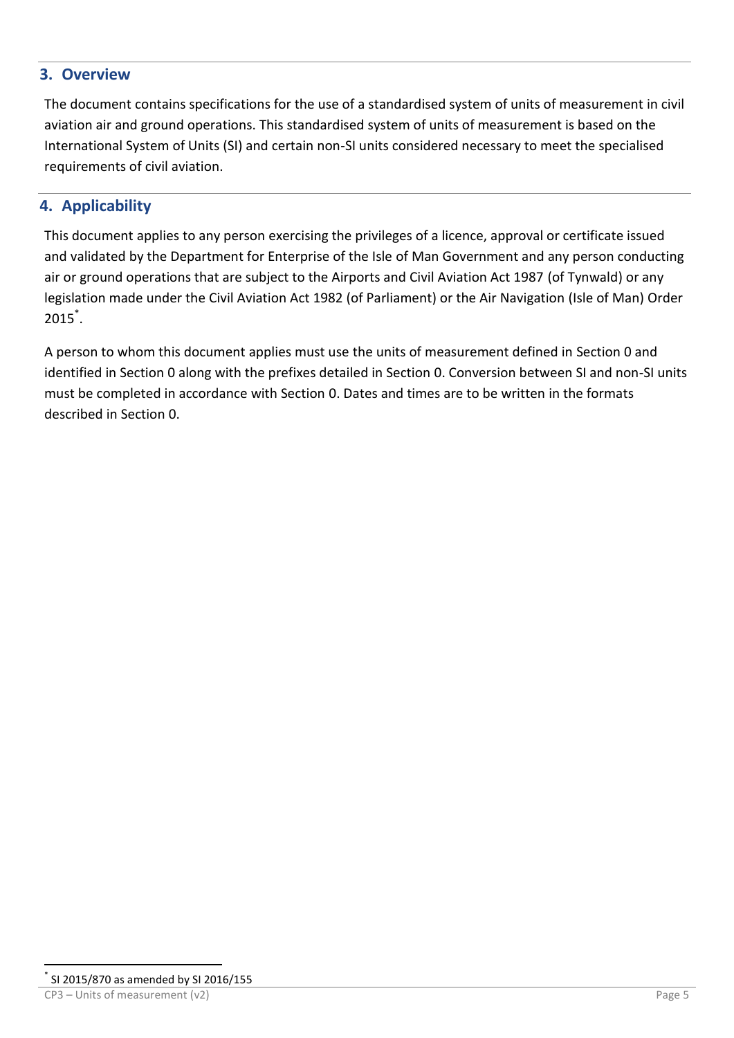## 3. Overview

The document contains specifications for the use of a standardised system of units of measurement in civil aviation air and ground operations. This standardised system of units of measurement is based on the International System of Units (SI) and certain non-SI units considered necessary to meet the specialised requirements of civil aviation.

## 4. Applicability

This document applies to any person exercising the privileges of a licence, approval or certificate issued and validated by the Department for Enterprise of the Isle of Man Government and any person conducting air or ground operations that are subject to the Airports and Civil Aviation Act 1987 (of Tynwald) or any legislation made under the Civil Aviation Act 1982 (of Parliament) or the Air Navigation (Isle of Man) Order 2015[*].

A person to whom this document applies must use the units of measurement defined in Section 0 and identified in Section 0 along with the prefixes detailed in Section 0. Conversion between SI and non-SI units must be completed in accordance with Section 0. Dates and times are to be written in the formats described in Section 0.

[*] SI 2015/870 as amended by SI 2016/155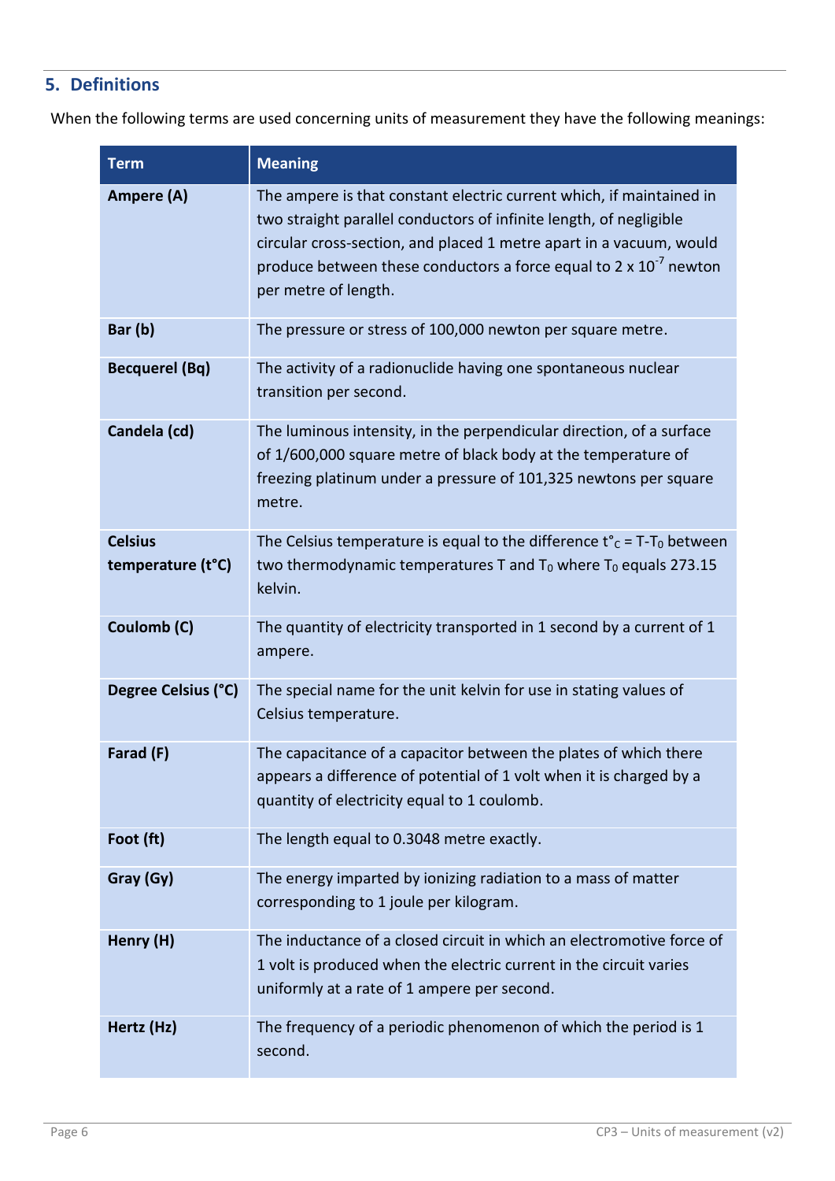## 5. Definitions

When the following terms are used concerning units of measurement they have the following meanings:

| Term | Meaning |
|---|---|
| **Ampere (A)** | The ampere is that constant electric current which, if maintained in two straight parallel conductors of infinite length, of negligible circular cross-section, and placed 1 metre apart in a vacuum, would produce between these conductors a force equal to 2 x $10^{-7}$ newton per metre of length. |
| **Bar (b)** | The pressure or stress of 100,000 newton per square metre. |
| **Becquerel (Bq)** | The activity of a radionuclide having one spontaneous nuclear transition per second. |
| **Candela (cd)** | The luminous intensity, in the perpendicular direction, of a surface of 1/600,000 square metre of black body at the temperature of freezing platinum under a pressure of 101,325 newtons per square metre. |
| **Celsius temperature (t°C)** | The Celsius temperature is equal to the difference $t°_C = T - T_0$ between two thermodynamic temperatures T and $T_0$ where $T_0$ equals 273.15 kelvin. |
| **Coulomb (C)** | The quantity of electricity transported in 1 second by a current of 1 ampere. |
| **Degree Celsius (°C)** | The special name for the unit kelvin for use in stating values of Celsius temperature. |
| **Farad (F)** | The capacitance of a capacitor between the plates of which there appears a difference of potential of 1 volt when it is charged by a quantity of electricity equal to 1 coulomb. |
| **Foot (ft)** | The length equal to 0.3048 metre exactly. |
| **Gray (Gy)** | The energy imparted by ionizing radiation to a mass of matter corresponding to 1 joule per kilogram. |
| **Henry (H)** | The inductance of a closed circuit in which an electromotive force of 1 volt is produced when the electric current in the circuit varies uniformly at a rate of 1 ampere per second. |
| **Hertz (Hz)** | The frequency of a periodic phenomenon of which the period is 1 second. |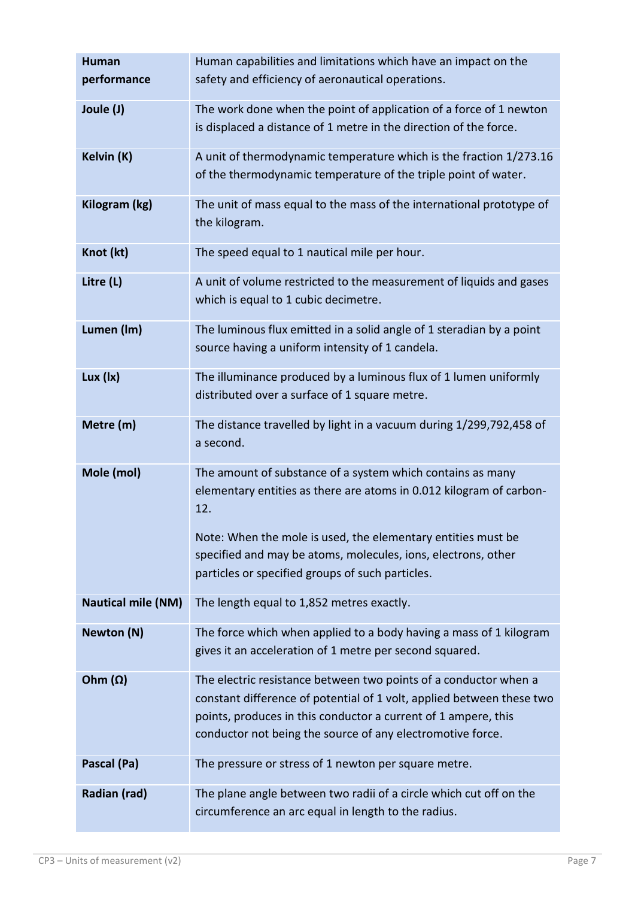| | |
|---|---|
| **Human performance** | Human capabilities and limitations which have an impact on the safety and efficiency of aeronautical operations. |
| **Joule (J)** | The work done when the point of application of a force of 1 newton is displaced a distance of 1 metre in the direction of the force. |
| **Kelvin (K)** | A unit of thermodynamic temperature which is the fraction 1/273.16 of the thermodynamic temperature of the triple point of water. |
| **Kilogram (kg)** | The unit of mass equal to the mass of the international prototype of the kilogram. |
| **Knot (kt)** | The speed equal to 1 nautical mile per hour. |
| **Litre (L)** | A unit of volume restricted to the measurement of liquids and gases which is equal to 1 cubic decimetre. |
| **Lumen (lm)** | The luminous flux emitted in a solid angle of 1 steradian by a point source having a uniform intensity of 1 candela. |
| **Lux (lx)** | The illuminance produced by a luminous flux of 1 lumen uniformly distributed over a surface of 1 square metre. |
| **Metre (m)** | The distance travelled by light in a vacuum during 1/299,792,458 of a second. |
| **Mole (mol)** | The amount of substance of a system which contains as many elementary entities as there are atoms in 0.012 kilogram of carbon-12.<br><br>Note: When the mole is used, the elementary entities must be specified and may be atoms, molecules, ions, electrons, other particles or specified groups of such particles. |
| **Nautical mile (NM)** | The length equal to 1,852 metres exactly. |
| **Newton (N)** | The force which when applied to a body having a mass of 1 kilogram gives it an acceleration of 1 metre per second squared. |
| **Ohm (Ω)** | The electric resistance between two points of a conductor when a constant difference of potential of 1 volt, applied between these two points, produces in this conductor a current of 1 ampere, this conductor not being the source of any electromotive force. |
| **Pascal (Pa)** | The pressure or stress of 1 newton per square metre. |
| **Radian (rad)** | The plane angle between two radii of a circle which cut off on the circumference an arc equal in length to the radius. |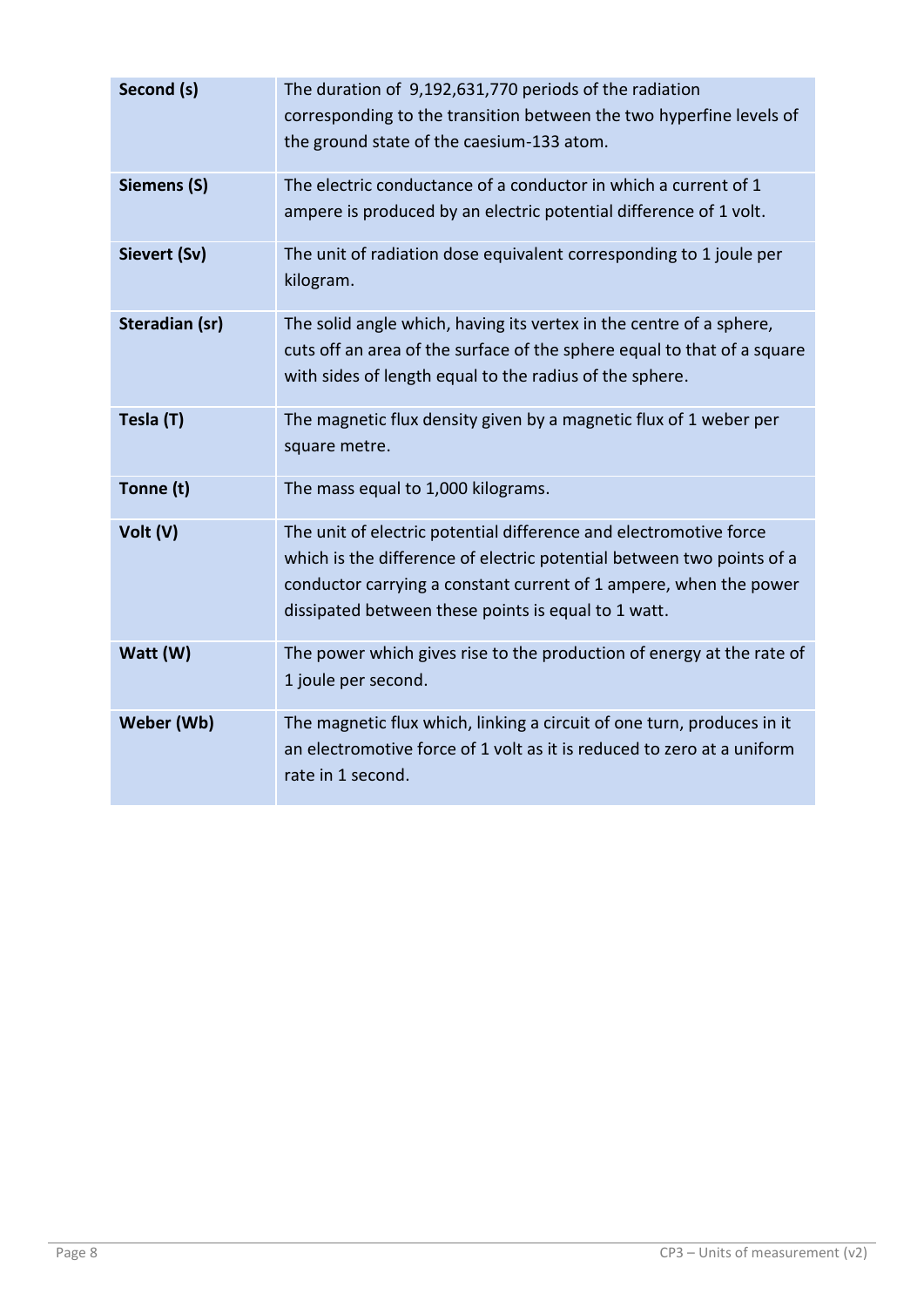| | |
|---|---|
| **Second (s)** | The duration of 9,192,631,770 periods of the radiation corresponding to the transition between the two hyperfine levels of the ground state of the caesium-133 atom. |
| **Siemens (S)** | The electric conductance of a conductor in which a current of 1 ampere is produced by an electric potential difference of 1 volt. |
| **Sievert (Sv)** | The unit of radiation dose equivalent corresponding to 1 joule per kilogram. |
| **Steradian (sr)** | The solid angle which, having its vertex in the centre of a sphere, cuts off an area of the surface of the sphere equal to that of a square with sides of length equal to the radius of the sphere. |
| **Tesla (T)** | The magnetic flux density given by a magnetic flux of 1 weber per square metre. |
| **Tonne (t)** | The mass equal to 1,000 kilograms. |
| **Volt (V)** | The unit of electric potential difference and electromotive force which is the difference of electric potential between two points of a conductor carrying a constant current of 1 ampere, when the power dissipated between these points is equal to 1 watt. |
| **Watt (W)** | The power which gives rise to the production of energy at the rate of 1 joule per second. |
| **Weber (Wb)** | The magnetic flux which, linking a circuit of one turn, produces in it an electromotive force of 1 volt as it is reduced to zero at a uniform rate in 1 second. |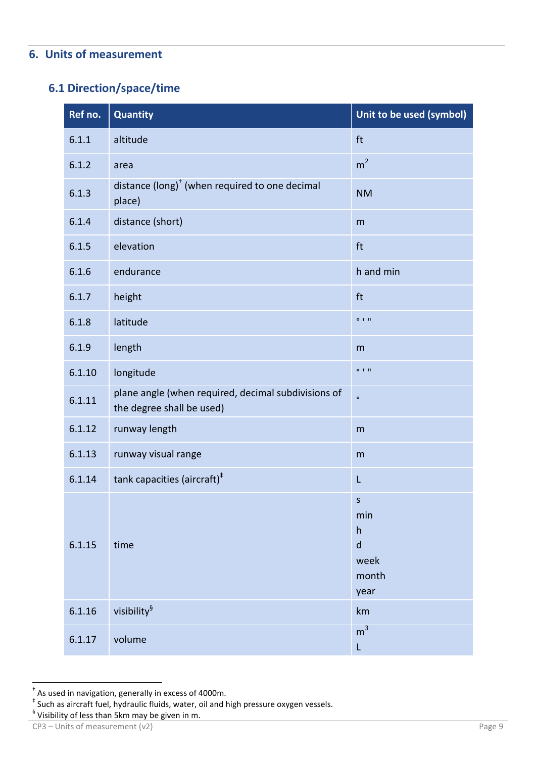## 6. Units of measurement

### 6.1 Direction/space/time

| Ref no. | Quantity | Unit to be used (symbol) |
|---|---|---|
| 6.1.1 | altitude | ft |
| 6.1.2 | area | $m^2$ |
| 6.1.3 | distance (long)[†] (when required to one decimal place) | NM |
| 6.1.4 | distance (short) | m |
| 6.1.5 | elevation | ft |
| 6.1.6 | endurance | h and min |
| 6.1.7 | height | ft |
| 6.1.8 | latitude | ° ' " |
| 6.1.9 | length | m |
| 6.1.10 | longitude | ° ' " |
| 6.1.11 | plane angle (when required, decimal subdivisions of the degree shall be used) | ° |
| 6.1.12 | runway length | m |
| 6.1.13 | runway visual range | m |
| 6.1.14 | tank capacities (aircraft)[‡] | L |
| 6.1.15 | time | s<br>min<br>h<br>d<br>week<br>month<br>year |
| 6.1.16 | visibility[§] | km |
| 6.1.17 | volume | $m^3$<br>L |

[†] As used in navigation, generally in excess of 4000m.
[‡] Such as aircraft fuel, hydraulic fluids, water, oil and high pressure oxygen vessels.
[§] Visibility of less than 5km may be given in m.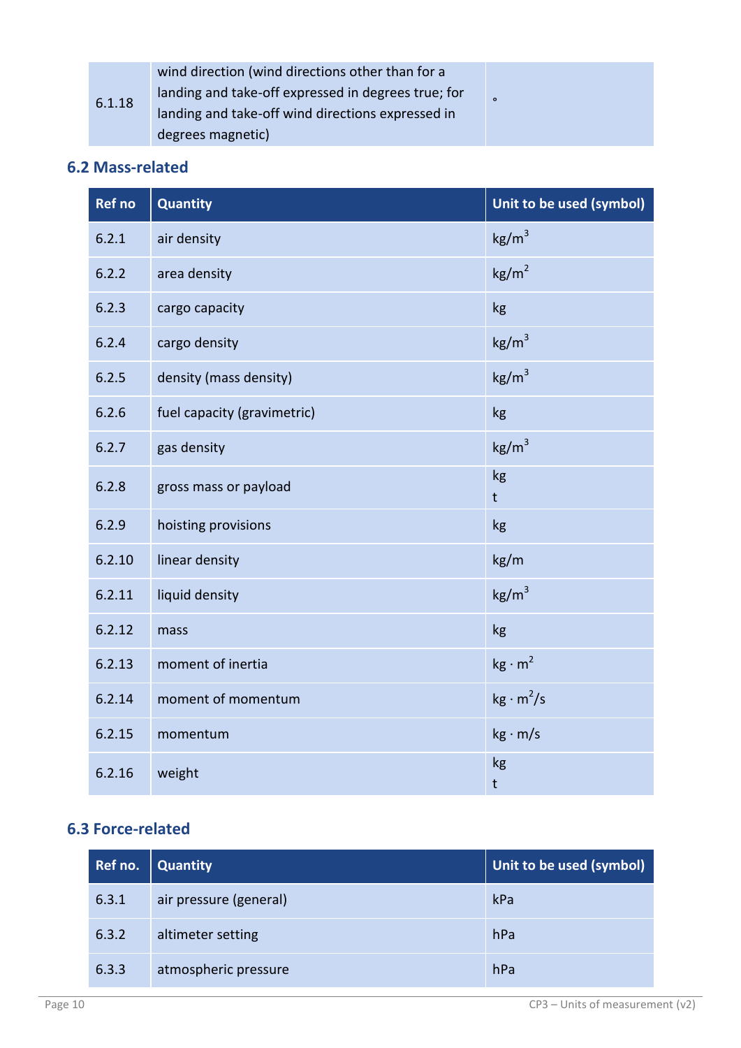| | | |
|---|---|---|
| 6.1.18 | wind direction (wind directions other than for a landing and take-off expressed in degrees true; for landing and take-off wind directions expressed in degrees magnetic) | ° |

## 6.2 Mass-related

| Ref no | Quantity | Unit to be used (symbol) |
|---|---|---|
| 6.2.1 | air density | $kg/m^3$ |
| 6.2.2 | area density | $kg/m^2$ |
| 6.2.3 | cargo capacity | kg |
| 6.2.4 | cargo density | $kg/m^3$ |
| 6.2.5 | density (mass density) | $kg/m^3$ |
| 6.2.6 | fuel capacity (gravimetric) | kg |
| 6.2.7 | gas density | $kg/m^3$ |
| 6.2.8 | gross mass or payload | kg<br>t |
| 6.2.9 | hoisting provisions | kg |
| 6.2.10 | linear density | kg/m |
| 6.2.11 | liquid density | $kg/m^3$ |
| 6.2.12 | mass | kg |
| 6.2.13 | moment of inertia | $kg \cdot m^2$ |
| 6.2.14 | moment of momentum | $kg \cdot m^2/s$ |
| 6.2.15 | momentum | $kg \cdot m/s$ |
| 6.2.16 | weight | kg<br>t |

## 6.3 Force-related

| Ref no. | Quantity | Unit to be used (symbol) |
|---|---|---|
| 6.3.1 | air pressure (general) | kPa |
| 6.3.2 | altimeter setting | hPa |
| 6.3.3 | atmospheric pressure | hPa |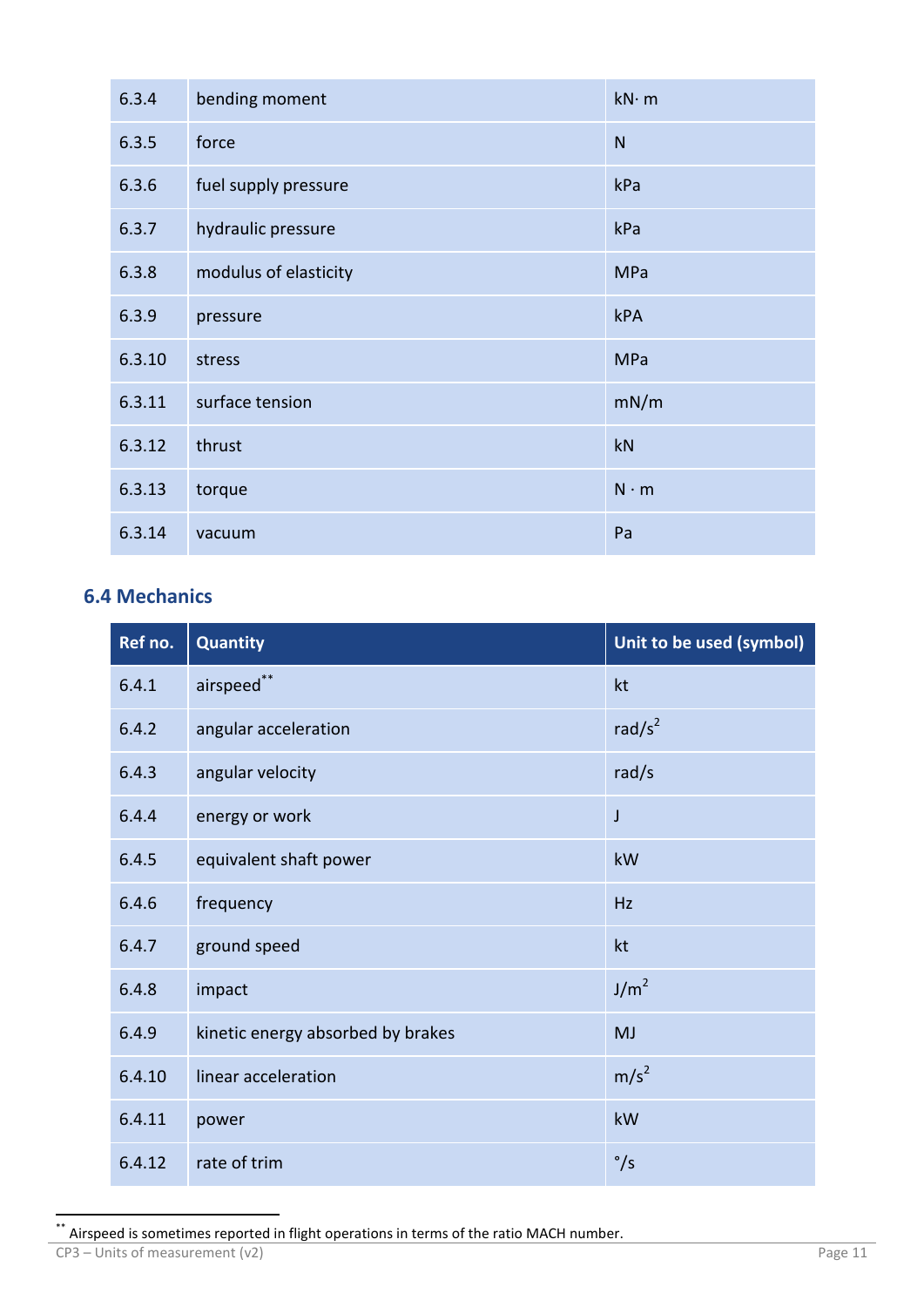| 6.3.4 | bending moment | kN· m |
|---|---|---|
| 6.3.5 | force | N |
| 6.3.6 | fuel supply pressure | kPa |
| 6.3.7 | hydraulic pressure | kPa |
| 6.3.8 | modulus of elasticity | MPa |
| 6.3.9 | pressure | kPA |
| 6.3.10 | stress | MPa |
| 6.3.11 | surface tension | mN/m |
| 6.3.12 | thrust | kN |
| 6.3.13 | torque | N · m |
| 6.3.14 | vacuum | Pa |

## 6.4 Mechanics

| Ref no. | Quantity | Unit to be used (symbol) |
|---|---|---|
| 6.4.1 | airspeed** | kt |
| 6.4.2 | angular acceleration | $rad/s^2$ |
| 6.4.3 | angular velocity | rad/s |
| 6.4.4 | energy or work | J |
| 6.4.5 | equivalent shaft power | kW |
| 6.4.6 | frequency | Hz |
| 6.4.7 | ground speed | kt |
| 6.4.8 | impact | $J/m^2$ |
| 6.4.9 | kinetic energy absorbed by brakes | MJ |
| 6.4.10 | linear acceleration | $m/s^2$ |
| 6.4.11 | power | kW |
| 6.4.12 | rate of trim | °/s |

** Airspeed is sometimes reported in flight operations in terms of the ratio MACH number.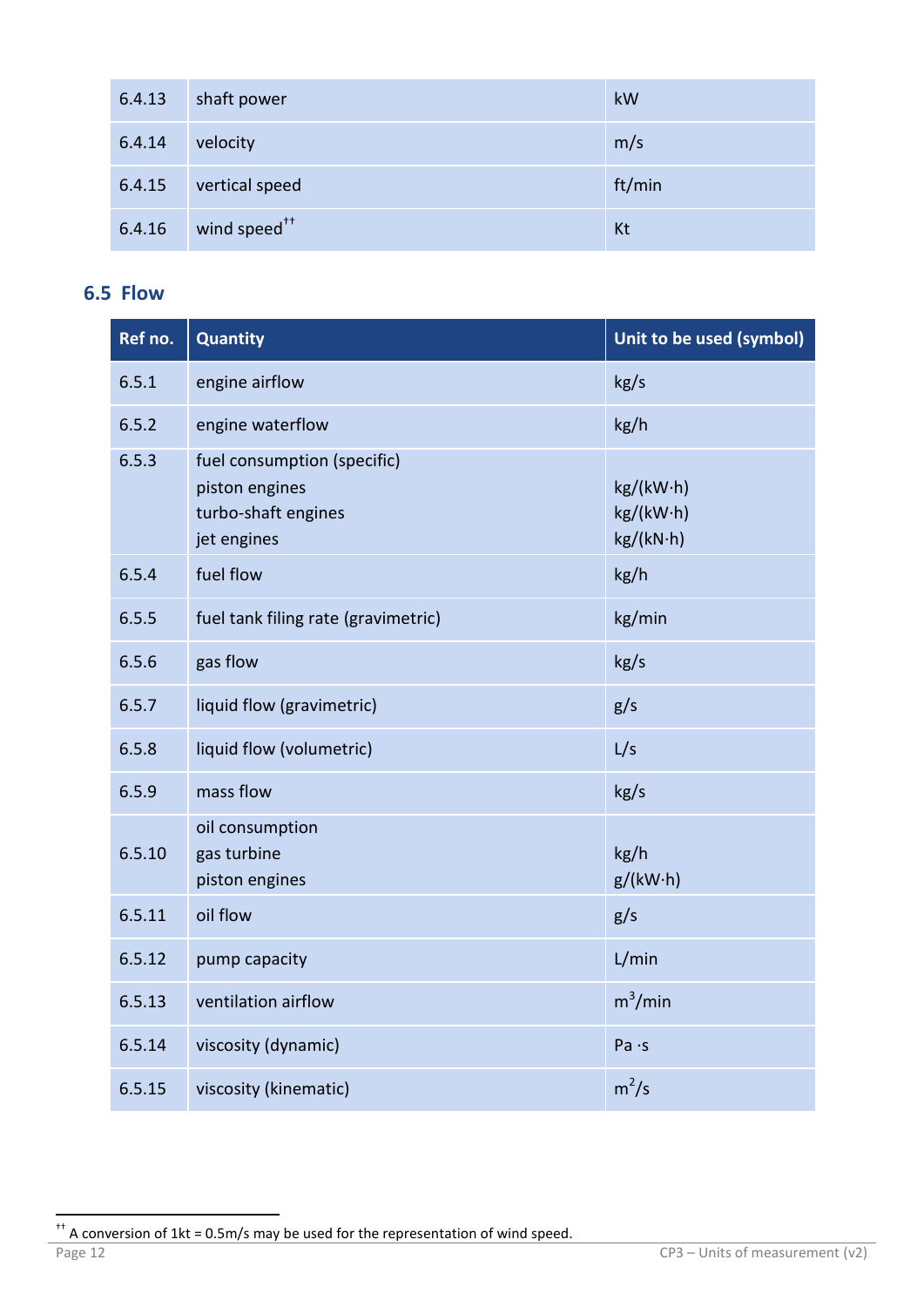| 6.4.13 | shaft power | kW |
|---|---|---|
| 6.4.14 | velocity | m/s |
| 6.4.15 | vertical speed | ft/min |
| 6.4.16 | wind speed[††] | Kt |

## 6.5 Flow

| Ref no. | Quantity | Unit to be used (symbol) |
|---|---|---|
| 6.5.1 | engine airflow | kg/s |
| 6.5.2 | engine waterflow | kg/h |
| 6.5.3 | fuel consumption (specific)<br>piston engines<br>turbo-shaft engines<br>jet engines | <br>kg/(kW·h)<br>kg/(kW·h)<br>kg/(kN·h) |
| 6.5.4 | fuel flow | kg/h |
| 6.5.5 | fuel tank filing rate (gravimetric) | kg/min |
| 6.5.6 | gas flow | kg/s |
| 6.5.7 | liquid flow (gravimetric) | g/s |
| 6.5.8 | liquid flow (volumetric) | L/s |
| 6.5.9 | mass flow | kg/s |
| 6.5.10 | oil consumption<br>gas turbine<br>piston engines | <br>kg/h<br>g/(kW·h) |
| 6.5.11 | oil flow | g/s |
| 6.5.12 | pump capacity | L/min |
| 6.5.13 | ventilation airflow | $m^3$/min |
| 6.5.14 | viscosity (dynamic) | Pa ·s |
| 6.5.15 | viscosity (kinematic) | $m^2$/s |

[††] A conversion of 1kt = 0.5m/s may be used for the representation of wind speed.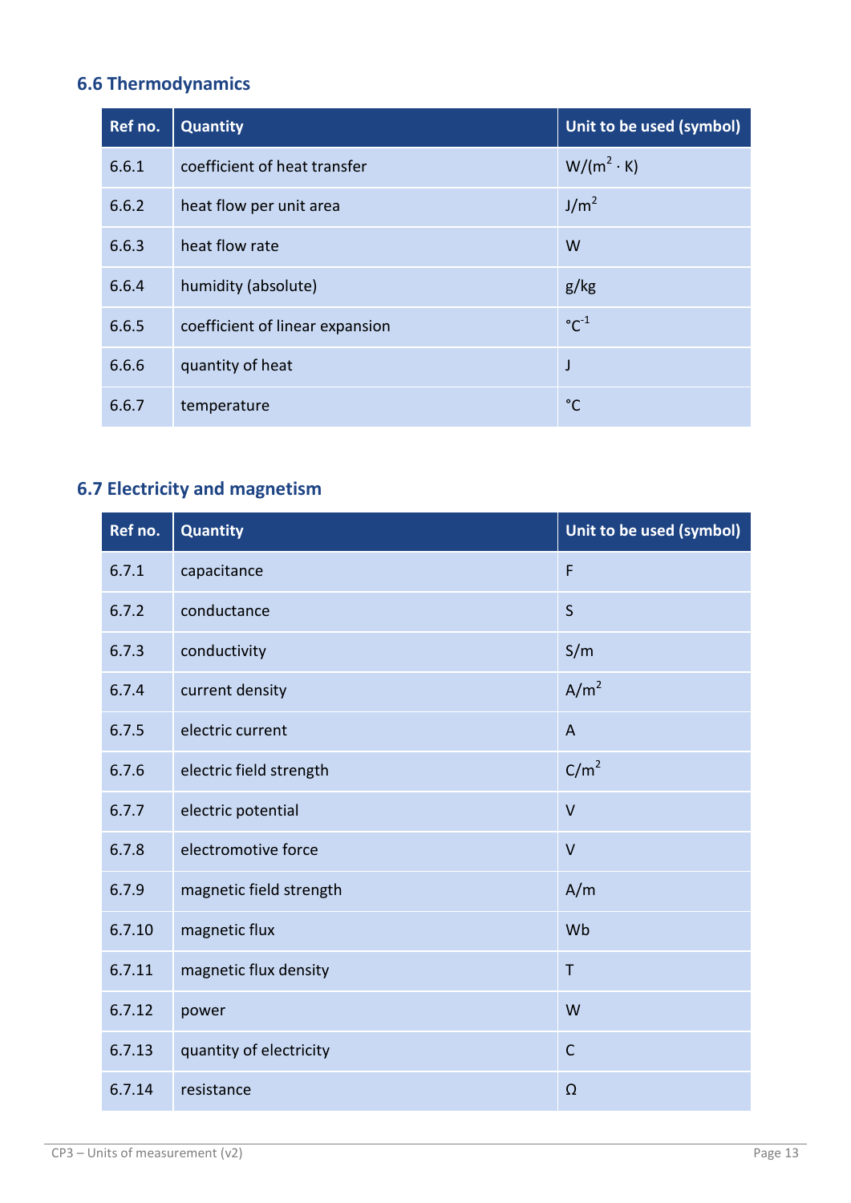## 6.6 Thermodynamics

| Ref no. | Quantity | Unit to be used (symbol) |
|---|---|---|
| 6.6.1 | coefficient of heat transfer | $W/(m^2 \cdot K)$ |
| 6.6.2 | heat flow per unit area | $J/m^2$ |
| 6.6.3 | heat flow rate | W |
| 6.6.4 | humidity (absolute) | g/kg |
| 6.6.5 | coefficient of linear expansion | $°C^{-1}$ |
| 6.6.6 | quantity of heat | J |
| 6.6.7 | temperature | °C |

## 6.7 Electricity and magnetism

| Ref no. | Quantity | Unit to be used (symbol) |
|---|---|---|
| 6.7.1 | capacitance | F |
| 6.7.2 | conductance | S |
| 6.7.3 | conductivity | S/m |
| 6.7.4 | current density | $A/m^2$ |
| 6.7.5 | electric current | A |
| 6.7.6 | electric field strength | $C/m^2$ |
| 6.7.7 | electric potential | V |
| 6.7.8 | electromotive force | V |
| 6.7.9 | magnetic field strength | A/m |
| 6.7.10 | magnetic flux | Wb |
| 6.7.11 | magnetic flux density | T |
| 6.7.12 | power | W |
| 6.7.13 | quantity of electricity | C |
| 6.7.14 | resistance | Ω |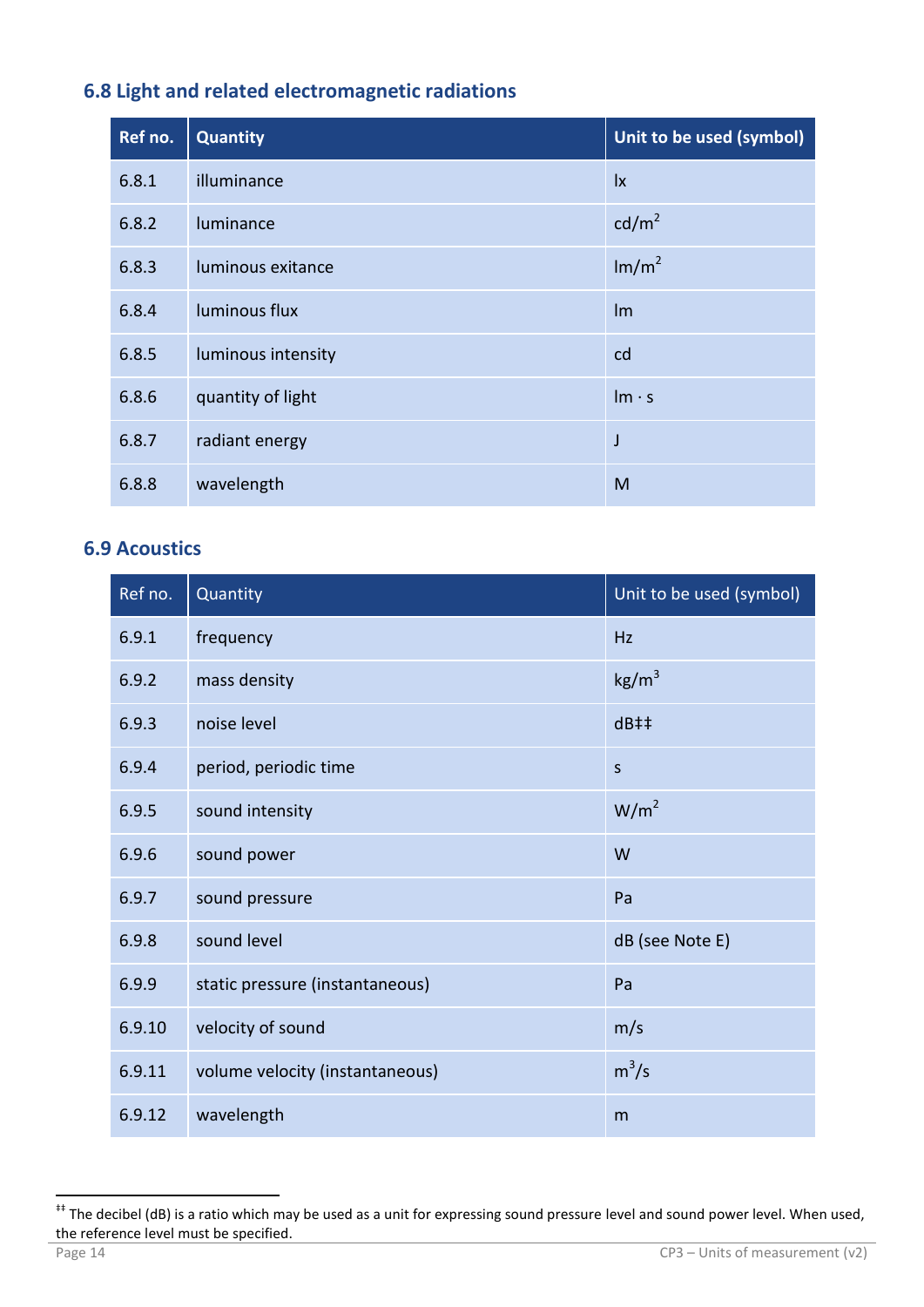## 6.8 Light and related electromagnetic radiations

| Ref no. | Quantity | Unit to be used (symbol) |
|---|---|---|
| 6.8.1 | illuminance | lx |
| 6.8.2 | luminance | $cd/m^2$ |
| 6.8.3 | luminous exitance | $lm/m^2$ |
| 6.8.4 | luminous flux | lm |
| 6.8.5 | luminous intensity | cd |
| 6.8.6 | quantity of light | lm · s |
| 6.8.7 | radiant energy | J |
| 6.8.8 | wavelength | M |

## 6.9 Acoustics

| Ref no. | Quantity | Unit to be used (symbol) |
|---|---|---|
| 6.9.1 | frequency | Hz |
| 6.9.2 | mass density | $kg/m^3$ |
| 6.9.3 | noise level | dB‡‡ |
| 6.9.4 | period, periodic time | s |
| 6.9.5 | sound intensity | $W/m^2$ |
| 6.9.6 | sound power | W |
| 6.9.7 | sound pressure | Pa |
| 6.9.8 | sound level | dB (see Note E) |
| 6.9.9 | static pressure (instantaneous) | Pa |
| 6.9.10 | velocity of sound | m/s |
| 6.9.11 | volume velocity (instantaneous) | $m^3/s$ |
| 6.9.12 | wavelength | m |

‡‡ The decibel (dB) is a ratio which may be used as a unit for expressing sound pressure level and sound power level. When used, the reference level must be specified.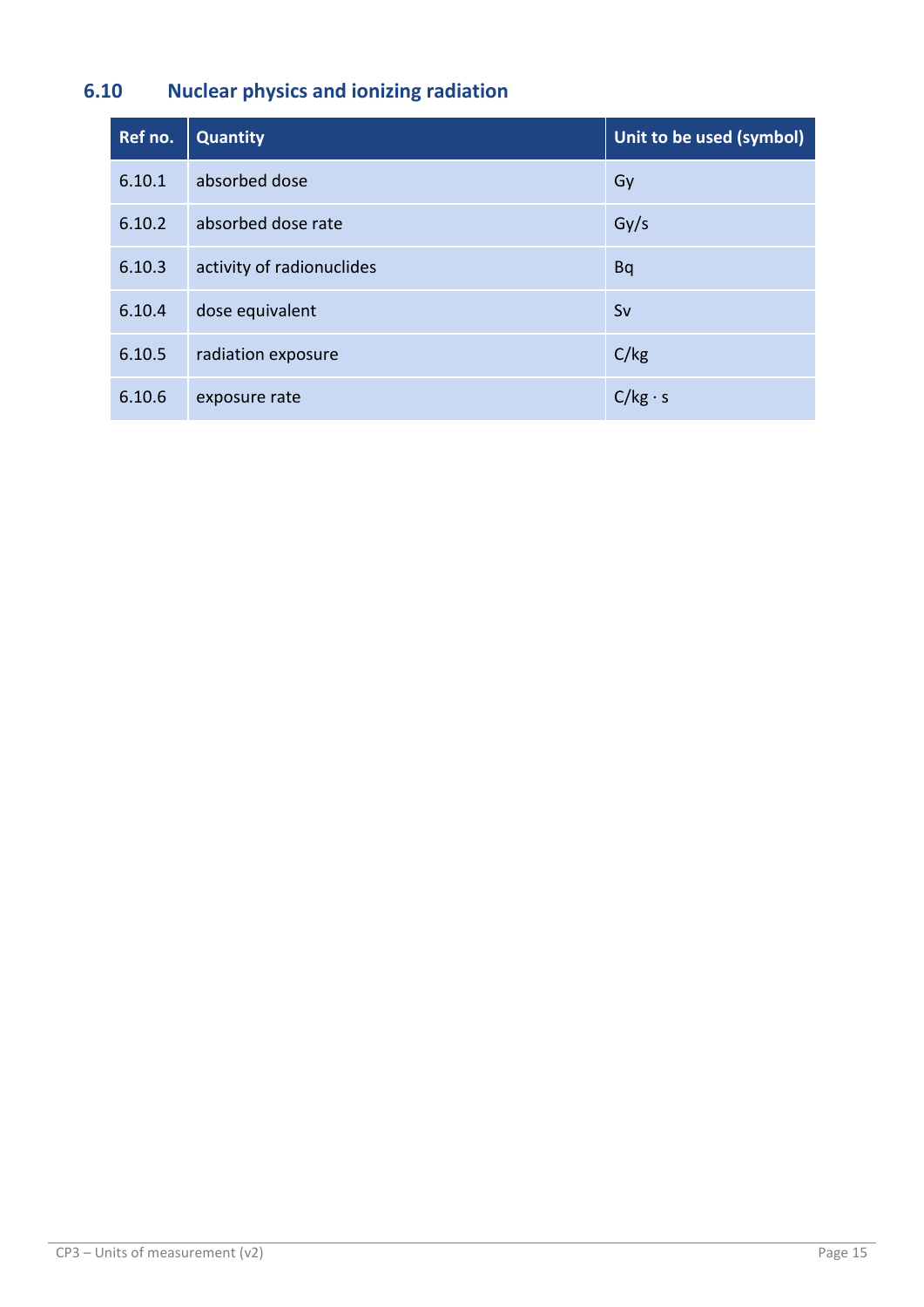## 6.10 Nuclear physics and ionizing radiation

| Ref no. | Quantity | Unit to be used (symbol) |
|---|---|---|
| 6.10.1 | absorbed dose | Gy |
| 6.10.2 | absorbed dose rate | Gy/s |
| 6.10.3 | activity of radionuclides | Bq |
| 6.10.4 | dose equivalent | Sv |
| 6.10.5 | radiation exposure | C/kg |
| 6.10.6 | exposure rate | C/kg · s |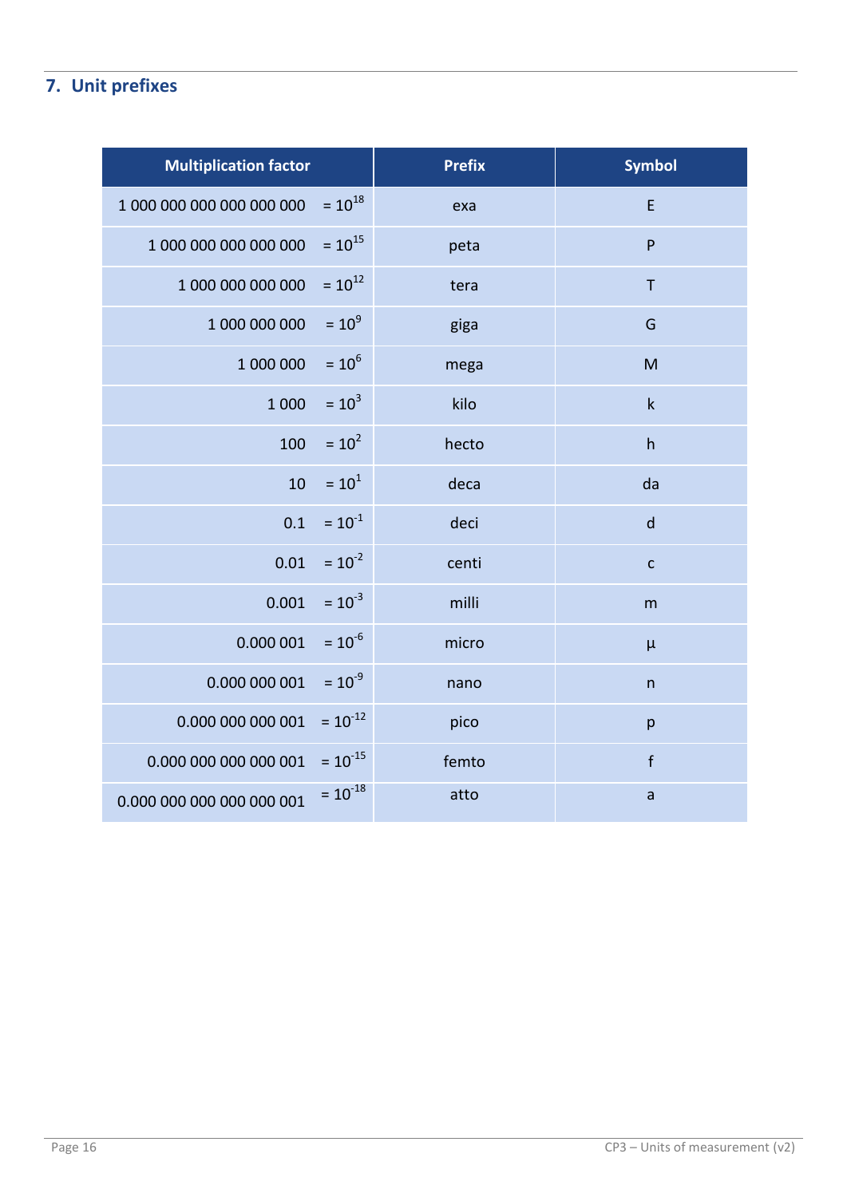## 7. Unit prefixes

| Multiplication factor | Prefix | Symbol |
|---|---|---|
| 1 000 000 000 000 000 000 $= 10^{18}$ | exa | E |
| 1 000 000 000 000 000 $= 10^{15}$ | peta | P |
| 1 000 000 000 000 $= 10^{12}$ | tera | T |
| 1 000 000 000 $= 10^{9}$ | giga | G |
| 1 000 000 $= 10^{6}$ | mega | M |
| 1 000 $= 10^{3}$ | kilo | k |
| 100 $= 10^{2}$ | hecto | h |
| 10 $= 10^{1}$ | deca | da |
| 0.1 $= 10^{-1}$ | deci | d |
| 0.01 $= 10^{-2}$ | centi | c |
| 0.001 $= 10^{-3}$ | milli | m |
| 0.000 001 $= 10^{-6}$ | micro | µ |
| 0.000 000 001 $= 10^{-9}$ | nano | n |
| 0.000 000 000 001 $= 10^{-12}$ | pico | p |
| 0.000 000 000 000 001 $= 10^{-15}$ | femto | f |
| 0.000 000 000 000 000 001 $= 10^{-18}$ | atto | a |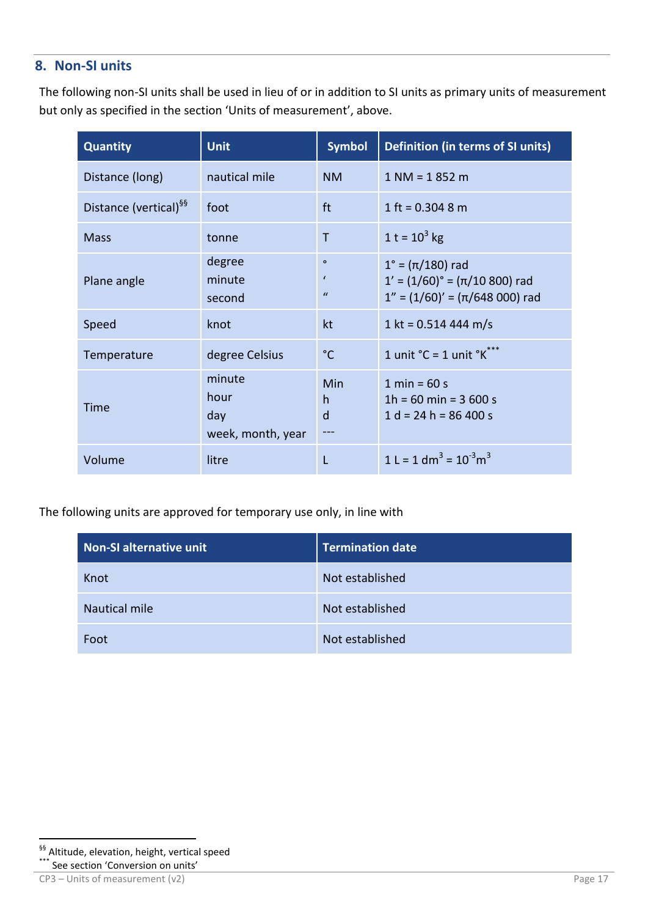## 8. Non-SI units

The following non-SI units shall be used in lieu of or in addition to SI units as primary units of measurement but only as specified in the section 'Units of measurement', above.

| Quantity | Unit | Symbol | Definition (in terms of SI units) |
|---|---|---|---|
| Distance (long) | nautical mile | NM | 1 NM = 1 852 m |
| Distance (vertical)[§§] | foot | ft | 1 ft = 0.304 8 m |
| Mass | tonne | T | 1 t = $10^3$ kg |
| Plane angle | degree<br>minute<br>second | °<br>'<br>" | 1° = (π/180) rad<br>1' = (1/60)° = (π/10 800) rad<br>1" = (1/60)' = (π/648 000) rad |
| Speed | knot | kt | 1 kt = 0.514 444 m/s |
| Temperature | degree Celsius | °C | 1 unit °C = 1 unit °K[***] |
| Time | minute<br>hour<br>day<br>week, month, year | Min<br>h<br>d<br>--- | 1 min = 60 s<br>1h = 60 min = 3 600 s<br>1 d = 24 h = 86 400 s |
| Volume | litre | L | 1 L = 1 $dm^3$ = $10^{-3} m^3$ |

The following units are approved for temporary use only, in line with

| Non-SI alternative unit | Termination date |
|---|---|
| Knot | Not established |
| Nautical mile | Not established |
| Foot | Not established |

[§§] Altitude, elevation, height, vertical speed

[***] See section 'Conversion on units'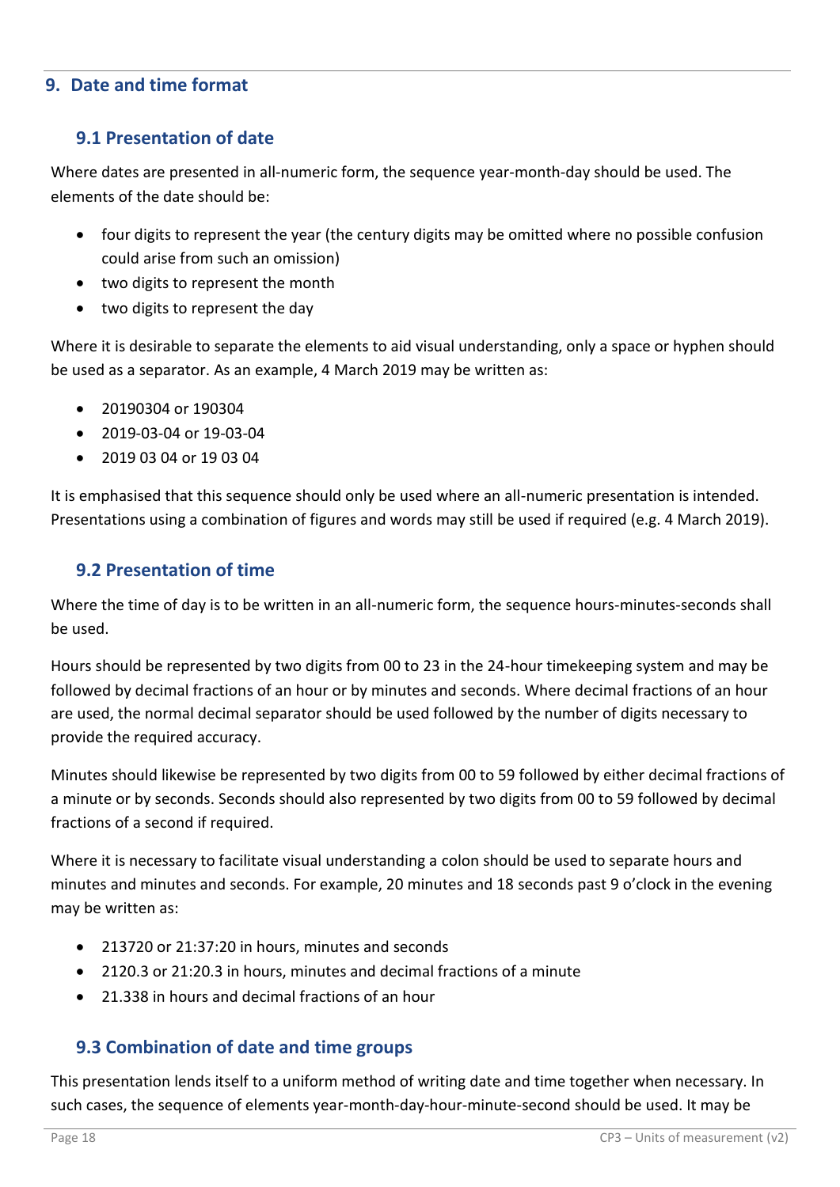## 9. Date and time format

### 9.1 Presentation of date

Where dates are presented in all-numeric form, the sequence year-month-day should be used. The elements of the date should be:

- four digits to represent the year (the century digits may be omitted where no possible confusion could arise from such an omission)
- two digits to represent the month
- two digits to represent the day

Where it is desirable to separate the elements to aid visual understanding, only a space or hyphen should be used as a separator. As an example, 4 March 2019 may be written as:

- 20190304 or 190304
- 2019-03-04 or 19-03-04
- 2019 03 04 or 19 03 04

It is emphasised that this sequence should only be used where an all-numeric presentation is intended. Presentations using a combination of figures and words may still be used if required (e.g. 4 March 2019).

### 9.2 Presentation of time

Where the time of day is to be written in an all-numeric form, the sequence hours-minutes-seconds shall be used.

Hours should be represented by two digits from 00 to 23 in the 24-hour timekeeping system and may be followed by decimal fractions of an hour or by minutes and seconds. Where decimal fractions of an hour are used, the normal decimal separator should be used followed by the number of digits necessary to provide the required accuracy.

Minutes should likewise be represented by two digits from 00 to 59 followed by either decimal fractions of a minute or by seconds. Seconds should also represented by two digits from 00 to 59 followed by decimal fractions of a second if required.

Where it is necessary to facilitate visual understanding a colon should be used to separate hours and minutes and minutes and seconds. For example, 20 minutes and 18 seconds past 9 o'clock in the evening may be written as:

- 213720 or 21:37:20 in hours, minutes and seconds
- 2120.3 or 21:20.3 in hours, minutes and decimal fractions of a minute
- 21.338 in hours and decimal fractions of an hour

### 9.3 Combination of date and time groups

This presentation lends itself to a uniform method of writing date and time together when necessary. In such cases, the sequence of elements year-month-day-hour-minute-second should be used. It may be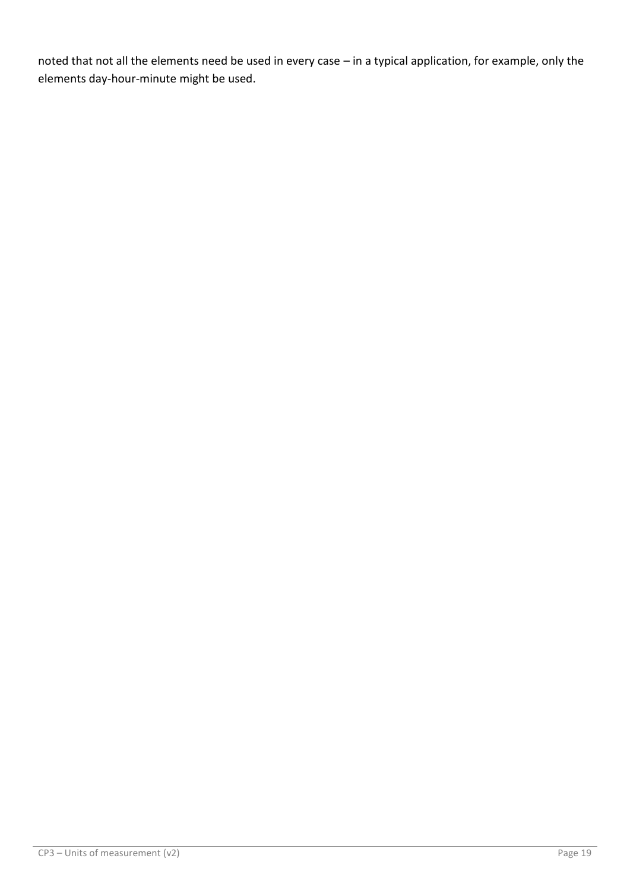noted that not all the elements need be used in every case – in a typical application, for example, only the elements day-hour-minute might be used.